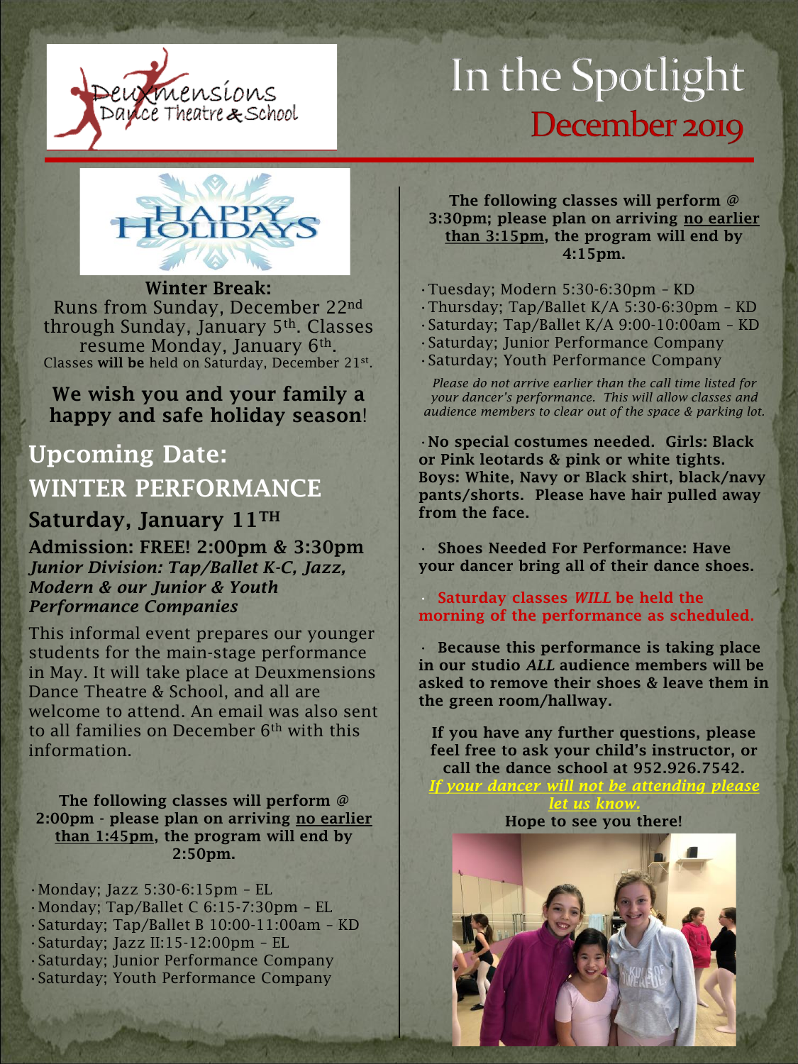# In the Spotlight

## December 2019

**Winter Break:**
Runs from Sunday, December 22nd through Sunday, January 5th. Classes resume Monday, January 6th.
Classes **will be** held on Saturday, December 21st.

**We wish you and your family a happy and safe holiday season!**

## Upcoming Date:

## WINTER PERFORMANCE

### Saturday, January 11TH

**Admission: FREE! 2:00pm & 3:30pm**
***Junior Division: Tap/Ballet K-C, Jazz, Modern & our Junior & Youth Performance Companies***

This informal event prepares our younger students for the main-stage performance in May. It will take place at Deuxmensions Dance Theatre & School, and all are welcome to attend. An email was also sent to all families on December 6th with this information.

**The following classes will perform @ 2:00pm - please plan on arriving no earlier than 1:45pm, the program will end by 2:50pm.**

- Monday; Jazz 5:30-6:15pm – EL
- Monday; Tap/Ballet C 6:15-7:30pm – EL
- Saturday; Tap/Ballet B 10:00-11:00am – KD
- Saturday; Jazz 11:15-12:00pm – EL
- Saturday; Junior Performance Company
- Saturday; Youth Performance Company

**The following classes will perform @ 3:30pm; please plan on arriving no earlier than 3:15pm, the program will end by 4:15pm.**

- Tuesday; Modern 5:30-6:30pm – KD
- Thursday; Tap/Ballet K/A 5:30-6:30pm – KD
- Saturday; Tap/Ballet K/A 9:00-10:00am – KD
- Saturday; Junior Performance Company
- Saturday; Youth Performance Company

*Please do not arrive earlier than the call time listed for your dancer's performance. This will allow classes and audience members to clear out of the space & parking lot.*

- **No special costumes needed. Girls: Black or Pink leotards & pink or white tights. Boys: White, Navy or Black shirt, black/navy pants/shorts. Please have hair pulled away from the face.**
- **Shoes Needed For Performance: Have your dancer bring all of their dance shoes.**
- **Saturday classes *WILL* be held the morning of the performance as scheduled.**
- **Because this performance is taking place in our studio *ALL* audience members will be asked to remove their shoes & leave them in the green room/hallway.**

**If you have any further questions, please feel free to ask your child's instructor, or call the dance school at 952.926.7542.**

*If your dancer will not be attending please let us know.*

**Hope to see you there!**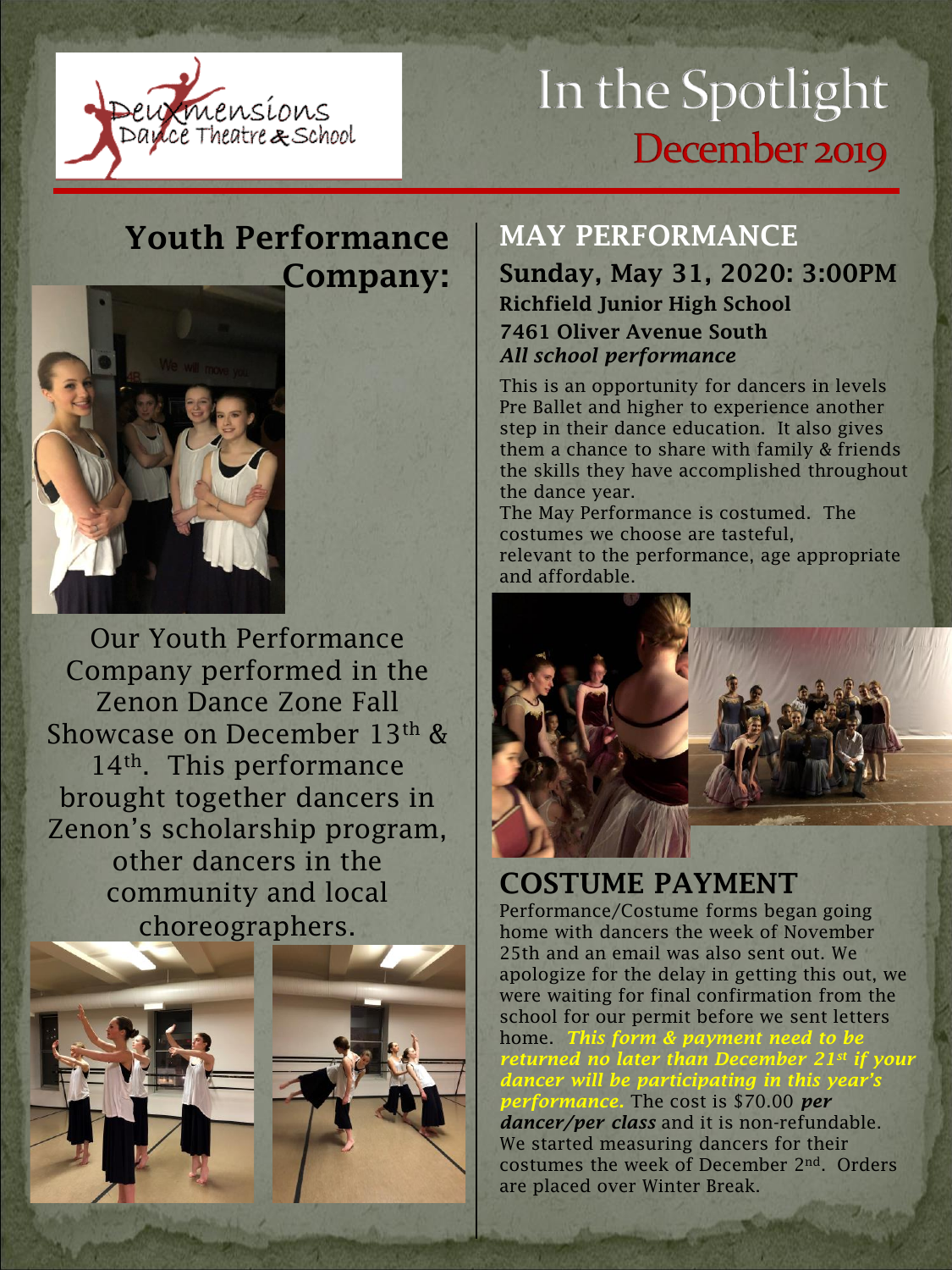Deuxmensions Dance Theatre & School

# In the Spotlight

## December 2019

## Youth Performance Company:

Our Youth Performance Company performed in the Zenon Dance Zone Fall Showcase on December 13th & 14th. This performance brought together dancers in Zenon's scholarship program, other dancers in the community and local choreographers.

## MAY PERFORMANCE

### Sunday, May 31, 2020: 3:00PM

**Richfield Junior High School**
**7461 Oliver Avenue South**
***All school performance***

This is an opportunity for dancers in levels Pre Ballet and higher to experience another step in their dance education. It also gives them a chance to share with family & friends the skills they have accomplished throughout the dance year.

The May Performance is costumed. The costumes we choose are tasteful, relevant to the performance, age appropriate and affordable.

## COSTUME PAYMENT

Performance/Costume forms began going home with dancers the week of November 25th and an email was also sent out. We apologize for the delay in getting this out, we were waiting for final confirmation from the school for our permit before we sent letters home. ***This form & payment need to be returned no later than December 21st if your dancer will be participating in this year's performance.*** The cost is $70.00 ***per dancer/per class*** and it is non-refundable. We started measuring dancers for their costumes the week of December 2nd. Orders are placed over Winter Break.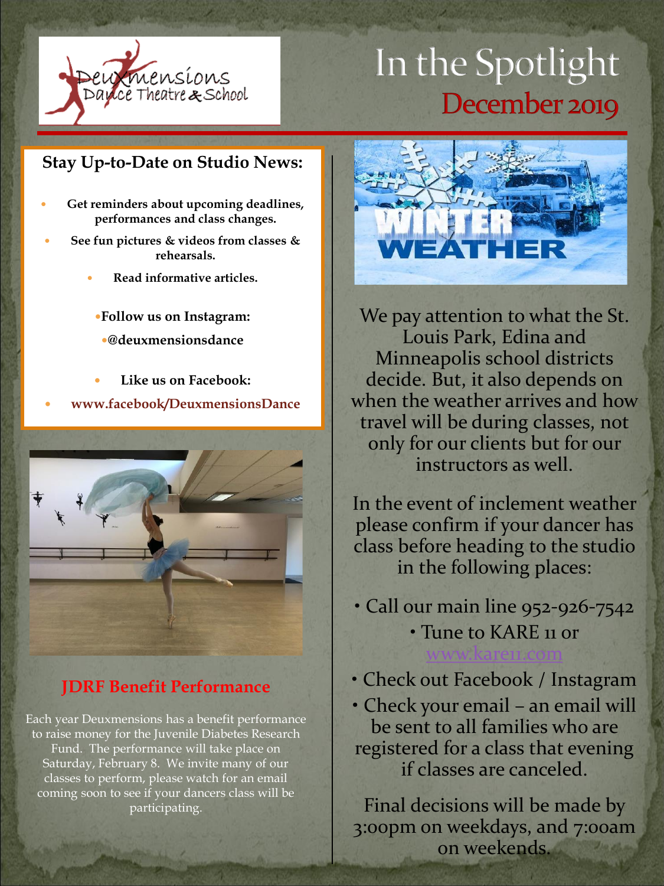Deuxmensions Dance Theatre & School

# In the Spotlight

## December 2019

### Stay Up-to-Date on Studio News:

- **Get reminders about upcoming deadlines, performances and class changes.**
- **See fun pictures & videos from classes & rehearsals.**
- **Read informative articles.**

- **Follow us on Instagram:**
- **@deuxmensionsdance**

- **Like us on Facebook:**
- **www.facebook/DeuxmensionsDance**

### JDRF Benefit Performance

Each year Deuxmensions has a benefit performance to raise money for the Juvenile Diabetes Research Fund. The performance will take place on Saturday, February 8. We invite many of our classes to perform, please watch for an email coming soon to see if your dancers class will be participating.

### WINTER WEATHER

We pay attention to what the St. Louis Park, Edina and Minneapolis school districts decide. But, it also depends on when the weather arrives and how travel will be during classes, not only for our clients but for our instructors as well.

In the event of inclement weather please confirm if your dancer has class before heading to the studio in the following places:

- Call our main line 952-926-7542
- Tune to KARE 11 or www.kare11.com
- Check out Facebook / Instagram
- Check your email – an email will be sent to all families who are registered for a class that evening if classes are canceled.

Final decisions will be made by 3:00pm on weekdays, and 7:00am on weekends.